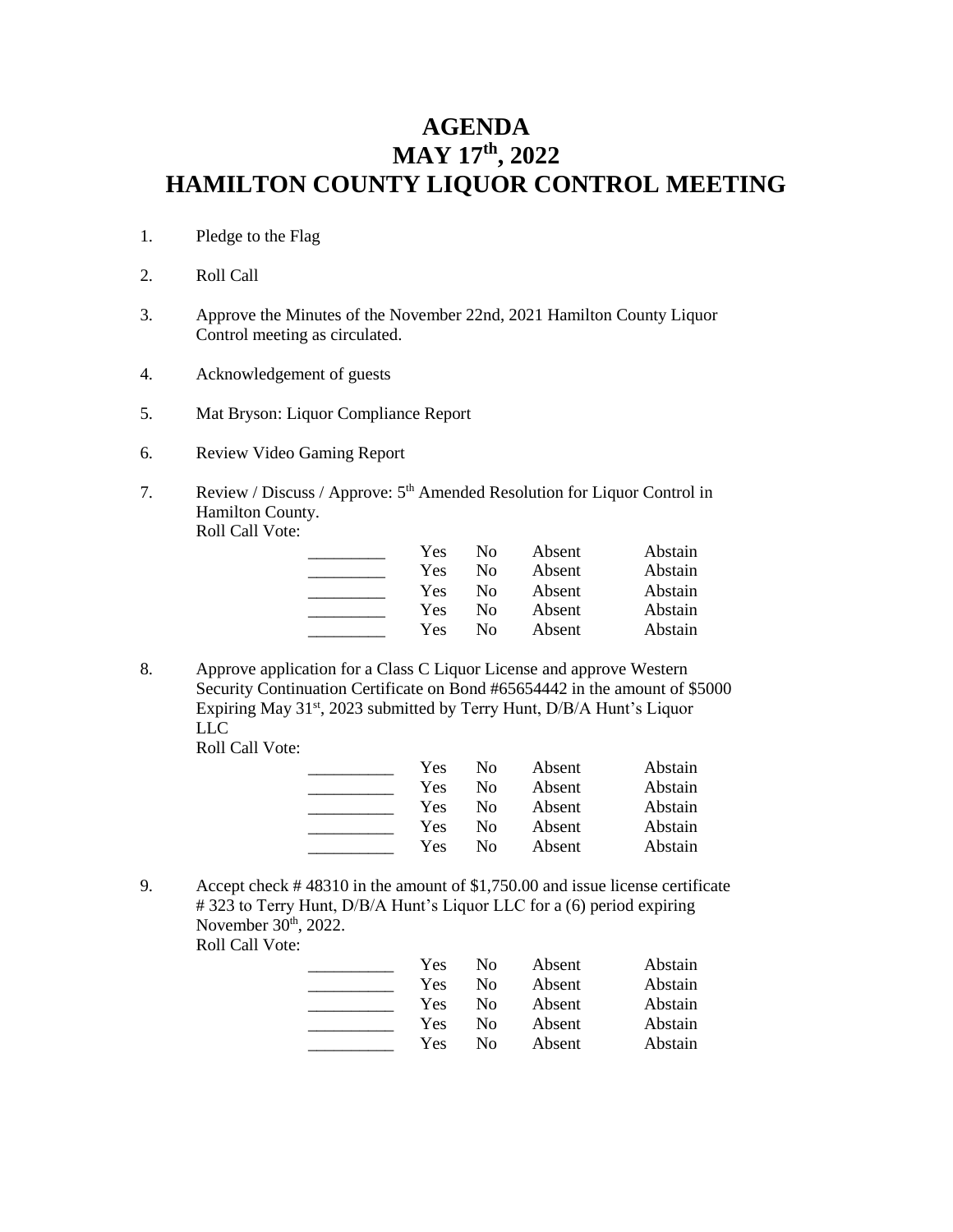# AGENDA
# MAY 17th, 2022
# HAMILTON COUNTY LIQUOR CONTROL MEETING

1. Pledge to the Flag

2. Roll Call

3. Approve the Minutes of the November 22nd, 2021 Hamilton County Liquor Control meeting as circulated.

4. Acknowledgement of guests

5. Mat Bryson: Liquor Compliance Report

6. Review Video Gaming Report

7. Review / Discuss / Approve: 5th Amended Resolution for Liquor Control in Hamilton County.
   Roll Call Vote:

| | | | | |
|---|---|---|---|---|
| _________ | Yes | No | Absent | Abstain |
| _________ | Yes | No | Absent | Abstain |
| _________ | Yes | No | Absent | Abstain |
| _________ | Yes | No | Absent | Abstain |
| _________ | Yes | No | Absent | Abstain |

8. Approve application for a Class C Liquor License and approve Western Security Continuation Certificate on Bond #65654442 in the amount of $5000 Expiring May 31st, 2023 submitted by Terry Hunt, D/B/A Hunt's Liquor LLC
   Roll Call Vote:

| | | | | |
|---|---|---|---|---|
| __________ | Yes | No | Absent | Abstain |
| __________ | Yes | No | Absent | Abstain |
| __________ | Yes | No | Absent | Abstain |
| __________ | Yes | No | Absent | Abstain |
| __________ | Yes | No | Absent | Abstain |

9. Accept check # 48310 in the amount of $1,750.00 and issue license certificate # 323 to Terry Hunt, D/B/A Hunt's Liquor LLC for a (6) period expiring November 30th, 2022.
   Roll Call Vote:

| | | | | |
|---|---|---|---|---|
| __________ | Yes | No | Absent | Abstain |
| __________ | Yes | No | Absent | Abstain |
| __________ | Yes | No | Absent | Abstain |
| __________ | Yes | No | Absent | Abstain |
| __________ | Yes | No | Absent | Abstain |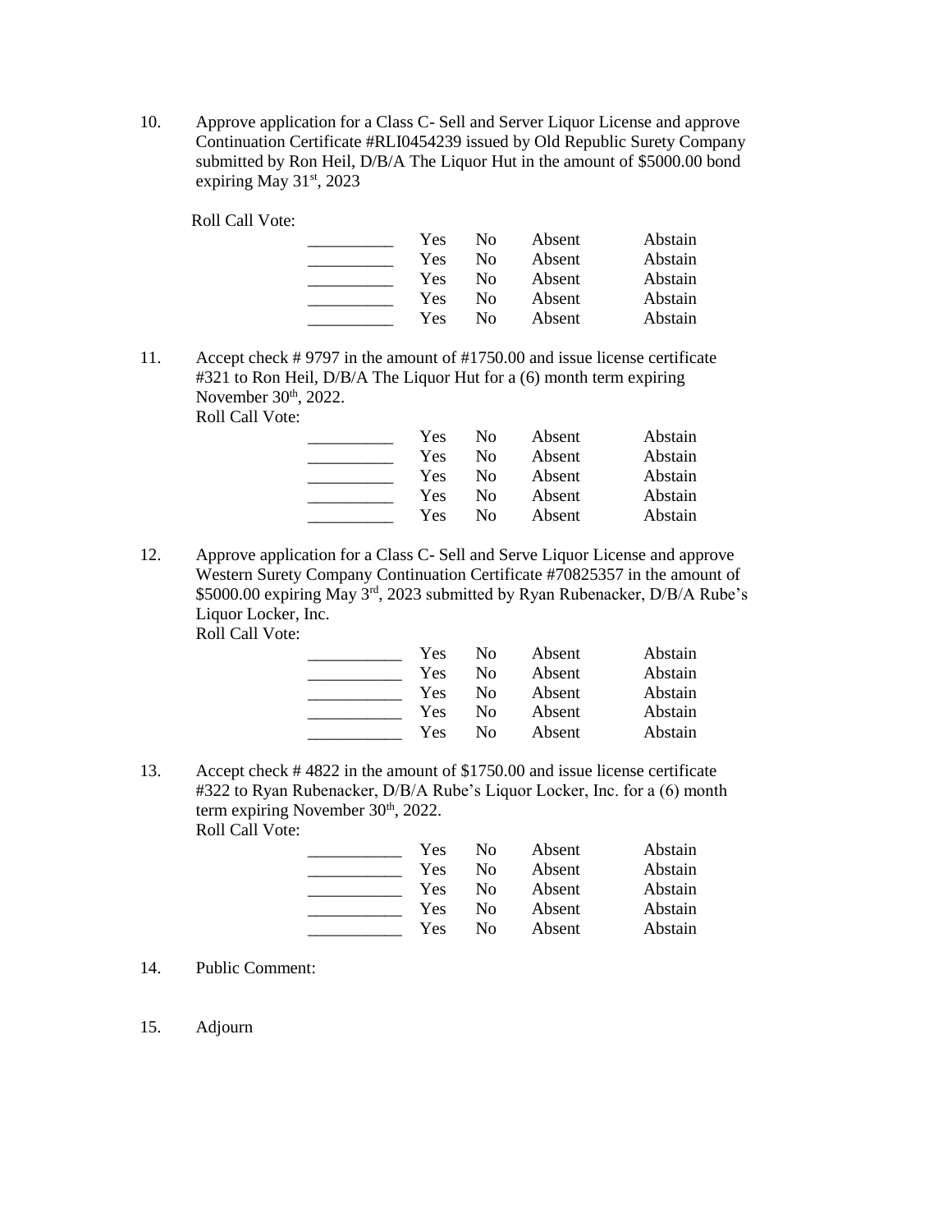10. Approve application for a Class C- Sell and Server Liquor License and approve Continuation Certificate #RLI0454239 issued by Old Republic Surety Company submitted by Ron Heil, D/B/A The Liquor Hut in the amount of $5000.00 bond expiring May 31st, 2023

Roll Call Vote:

| | | | | |
|---|---|---|---|---|
| __________ | Yes | No | Absent | Abstain |
| __________ | Yes | No | Absent | Abstain |
| __________ | Yes | No | Absent | Abstain |
| __________ | Yes | No | Absent | Abstain |
| __________ | Yes | No | Absent | Abstain |

11. Accept check # 9797 in the amount of #1750.00 and issue license certificate #321 to Ron Heil, D/B/A The Liquor Hut for a (6) month term expiring November 30th, 2022.

Roll Call Vote:

| | | | | |
|---|---|---|---|---|
| __________ | Yes | No | Absent | Abstain |
| __________ | Yes | No | Absent | Abstain |
| __________ | Yes | No | Absent | Abstain |
| __________ | Yes | No | Absent | Abstain |
| __________ | Yes | No | Absent | Abstain |

12. Approve application for a Class C- Sell and Serve Liquor License and approve Western Surety Company Continuation Certificate #70825357 in the amount of $5000.00 expiring May 3rd, 2023 submitted by Ryan Rubenacker, D/B/A Rube's Liquor Locker, Inc.

Roll Call Vote:

| | | | | |
|---|---|---|---|---|
| ___________ | Yes | No | Absent | Abstain |
| ___________ | Yes | No | Absent | Abstain |
| ___________ | Yes | No | Absent | Abstain |
| ___________ | Yes | No | Absent | Abstain |
| ___________ | Yes | No | Absent | Abstain |

13. Accept check # 4822 in the amount of $1750.00 and issue license certificate #322 to Ryan Rubenacker, D/B/A Rube's Liquor Locker, Inc. for a (6) month term expiring November 30th, 2022.

Roll Call Vote:

| | | | | |
|---|---|---|---|---|
| ___________ | Yes | No | Absent | Abstain |
| ___________ | Yes | No | Absent | Abstain |
| ___________ | Yes | No | Absent | Abstain |
| ___________ | Yes | No | Absent | Abstain |
| ___________ | Yes | No | Absent | Abstain |

14. Public Comment:

15. Adjourn